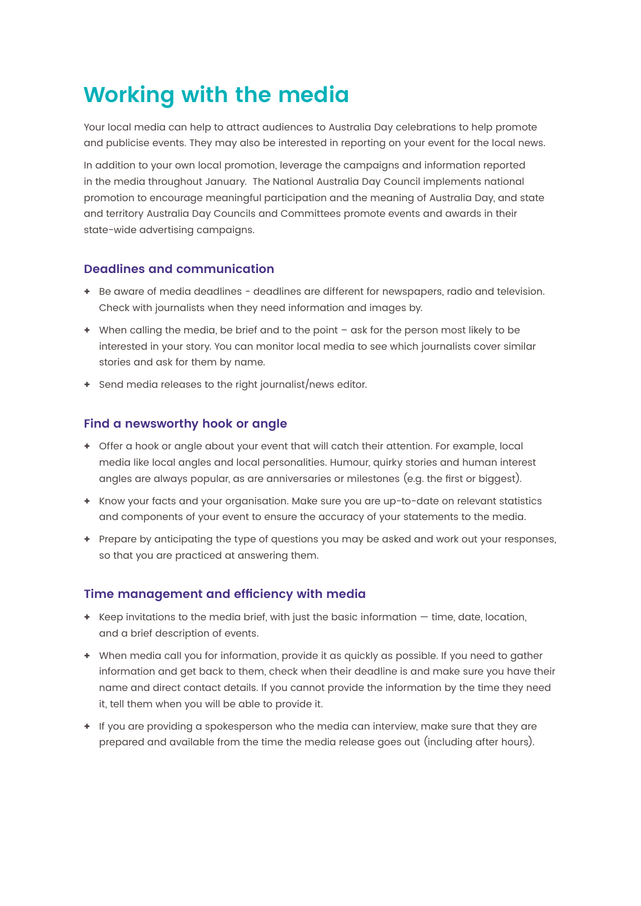# Working with the media

Your local media can help to attract audiences to Australia Day celebrations to help promote and publicise events. They may also be interested in reporting on your event for the local news.

In addition to your own local promotion, leverage the campaigns and information reported in the media throughout January. The National Australia Day Council implements national promotion to encourage meaningful participation and the meaning of Australia Day, and state and territory Australia Day Councils and Committees promote events and awards in their state-wide advertising campaigns.

## Deadlines and communication

- Be aware of media deadlines - deadlines are different for newspapers, radio and television. Check with journalists when they need information and images by.
- When calling the media, be brief and to the point – ask for the person most likely to be interested in your story. You can monitor local media to see which journalists cover similar stories and ask for them by name.
- Send media releases to the right journalist/news editor.

## Find a newsworthy hook or angle

- Offer a hook or angle about your event that will catch their attention. For example, local media like local angles and local personalities. Humour, quirky stories and human interest angles are always popular, as are anniversaries or milestones (e.g. the first or biggest).
- Know your facts and your organisation. Make sure you are up-to-date on relevant statistics and components of your event to ensure the accuracy of your statements to the media.
- Prepare by anticipating the type of questions you may be asked and work out your responses, so that you are practiced at answering them.

## Time management and efficiency with media

- Keep invitations to the media brief, with just the basic information — time, date, location, and a brief description of events.
- When media call you for information, provide it as quickly as possible. If you need to gather information and get back to them, check when their deadline is and make sure you have their name and direct contact details. If you cannot provide the information by the time they need it, tell them when you will be able to provide it.
- If you are providing a spokesperson who the media can interview, make sure that they are prepared and available from the time the media release goes out (including after hours).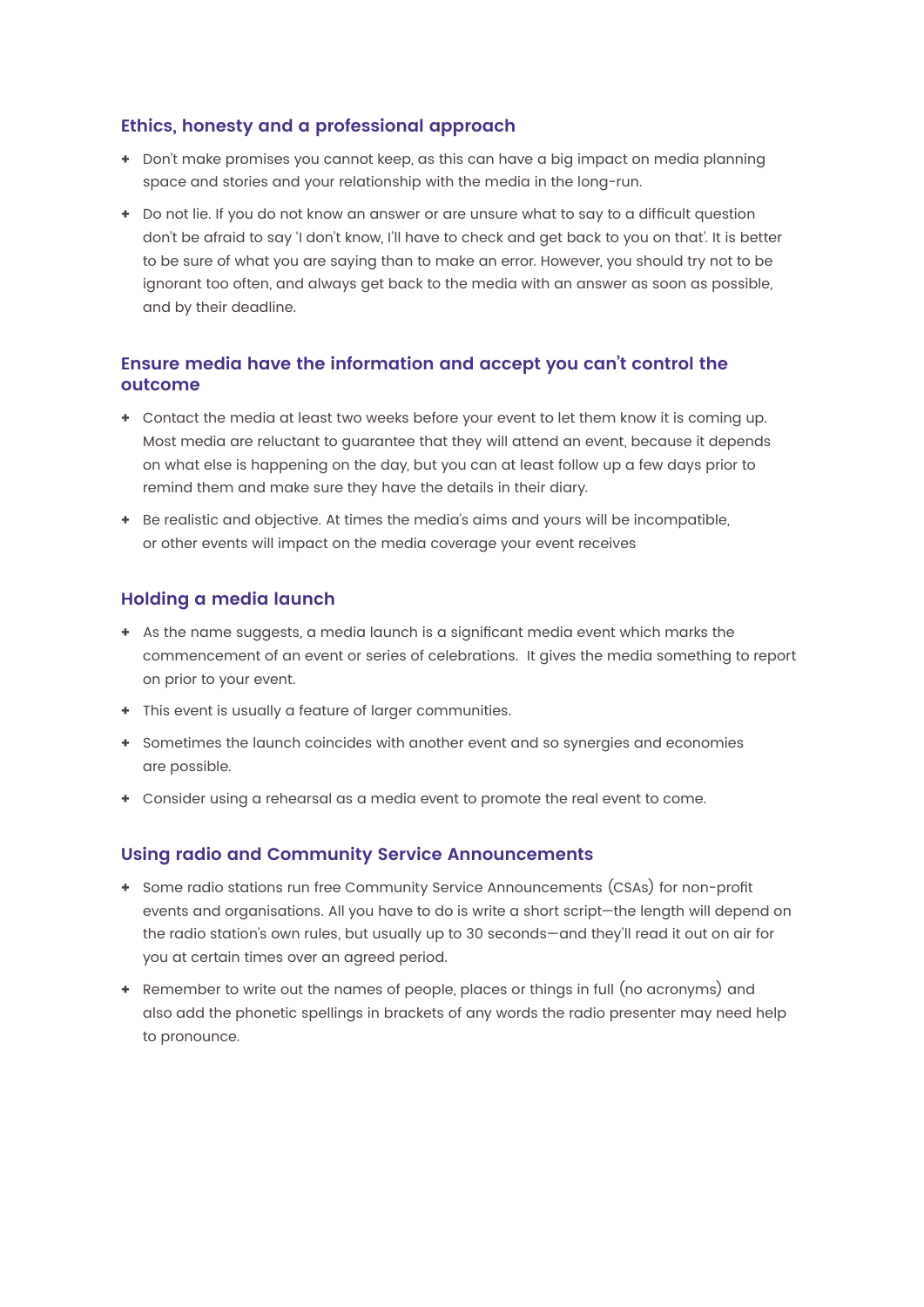## Ethics, honesty and a professional approach

- Don't make promises you cannot keep, as this can have a big impact on media planning space and stories and your relationship with the media in the long-run.
- Do not lie. If you do not know an answer or are unsure what to say to a difficult question don't be afraid to say 'I don't know, I'll have to check and get back to you on that'. It is better to be sure of what you are saying than to make an error. However, you should try not to be ignorant too often, and always get back to the media with an answer as soon as possible, and by their deadline.

## Ensure media have the information and accept you can't control the outcome

- Contact the media at least two weeks before your event to let them know it is coming up. Most media are reluctant to guarantee that they will attend an event, because it depends on what else is happening on the day, but you can at least follow up a few days prior to remind them and make sure they have the details in their diary.
- Be realistic and objective. At times the media's aims and yours will be incompatible, or other events will impact on the media coverage your event receives

## Holding a media launch

- As the name suggests, a media launch is a significant media event which marks the commencement of an event or series of celebrations. It gives the media something to report on prior to your event.
- This event is usually a feature of larger communities.
- Sometimes the launch coincides with another event and so synergies and economies are possible.
- Consider using a rehearsal as a media event to promote the real event to come.

## Using radio and Community Service Announcements

- Some radio stations run free Community Service Announcements (CSAs) for non-profit events and organisations. All you have to do is write a short script—the length will depend on the radio station's own rules, but usually up to 30 seconds—and they'll read it out on air for you at certain times over an agreed period.
- Remember to write out the names of people, places or things in full (no acronyms) and also add the phonetic spellings in brackets of any words the radio presenter may need help to pronounce.